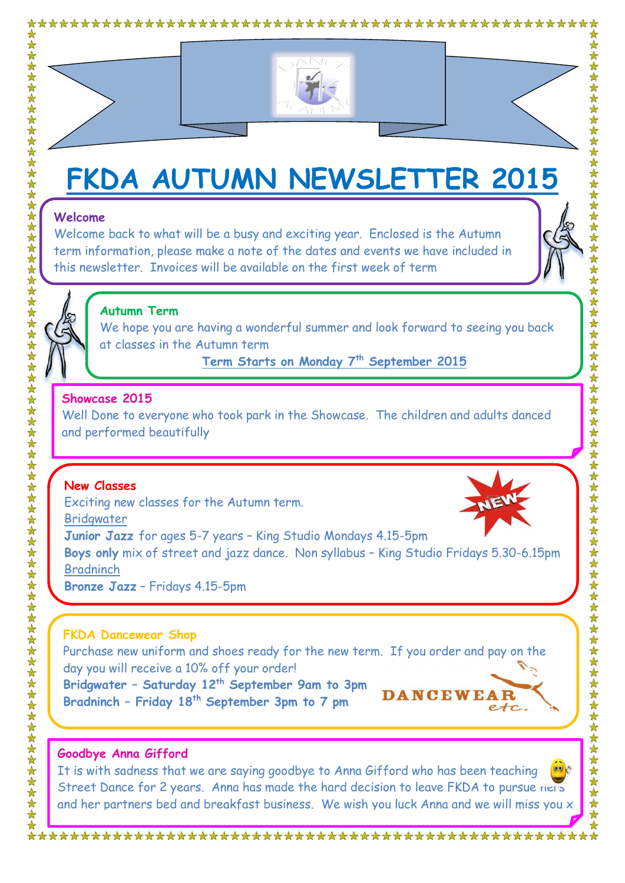# FKDA AUTUMN NEWSLETTER 2015

## Welcome

Welcome back to what will be a busy and exciting year. Enclosed is the Autumn term information, please make a note of the dates and events we have included in this newsletter. Invoices will be available on the first week of term

## Autumn Term

We hope you are having a wonderful summer and look forward to seeing you back at classes in the Autumn term

**Term Starts on Monday 7th September 2015**

## Showcase 2015

Well Done to everyone who took park in the Showcase. The children and adults danced and performed beautifully

## New Classes

Exciting new classes for the Autumn term.

Bridgwater

**Junior Jazz** for ages 5-7 years – King Studio Mondays 4.15-5pm

**Boys only** mix of street and jazz dance. Non syllabus – King Studio Fridays 5.30-6.15pm

Bradninch

**Bronze Jazz** – Fridays 4.15-5pm

## FKDA Dancewear Shop

Purchase new uniform and shoes ready for the new term. If you order and pay on the day you will receive a 10% off your order!

**Bridgwater – Saturday 12th September 9am to 3pm**

**Bradninch – Friday 18th September 3pm to 7 pm**

## Goodbye Anna Gifford

It is with sadness that we are saying goodbye to Anna Gifford who has been teaching Street Dance for 2 years. Anna has made the hard decision to leave FKDA to pursue hers and her partners bed and breakfast business. We wish you luck Anna and we will miss you x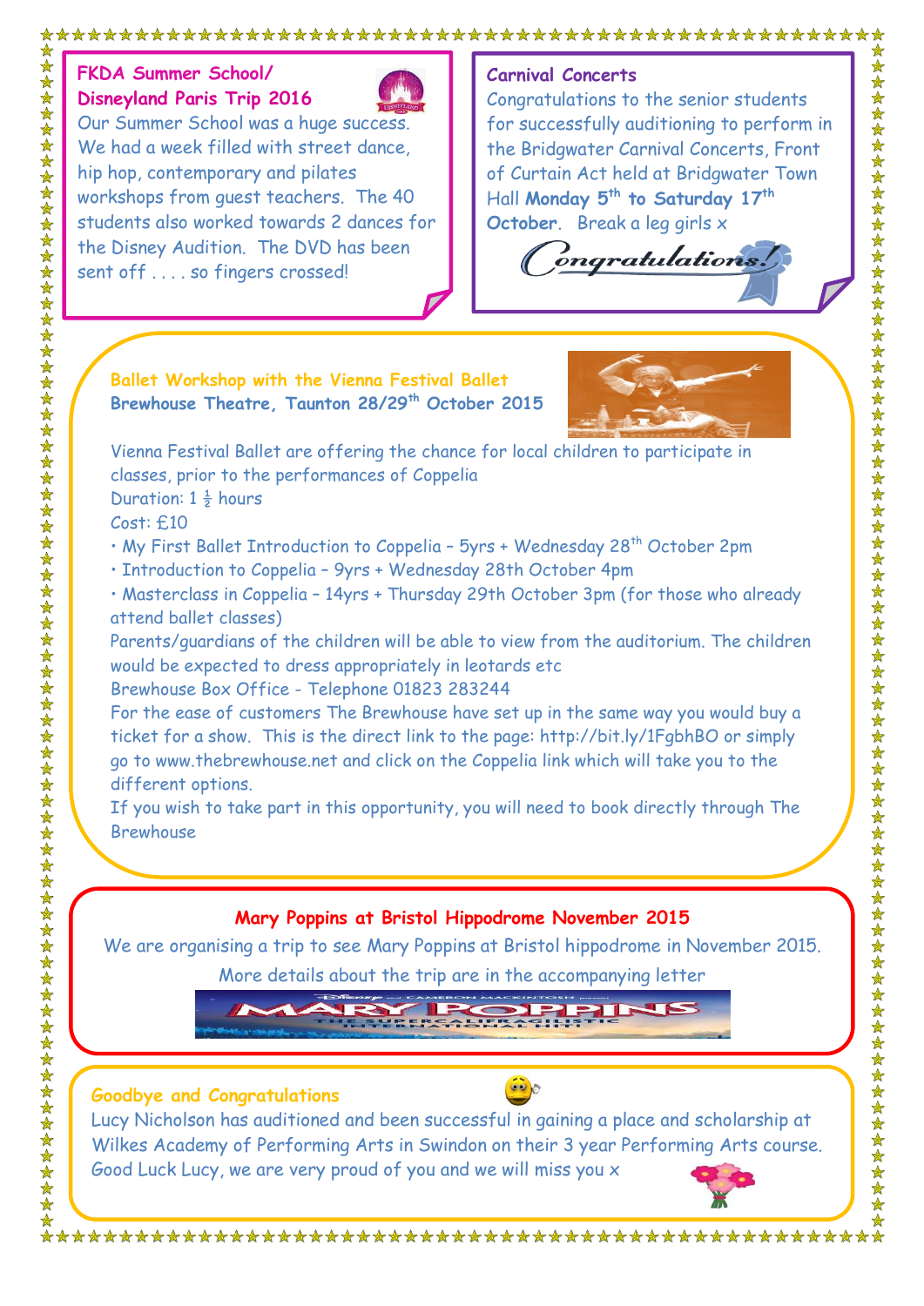## FKDA Summer School/ Disneyland Paris Trip 2016

Our Summer School was a huge success. We had a week filled with street dance, hip hop, contemporary and pilates workshops from guest teachers. The 40 students also worked towards 2 dances for the Disney Audition. The DVD has been sent off . . . . so fingers crossed!

## Carnival Concerts

Congratulations to the senior students for successfully auditioning to perform in the Bridgwater Carnival Concerts, Front of Curtain Act held at Bridgwater Town Hall **Monday 5th to Saturday 17th October**. Break a leg girls x

Congratulations!

## Ballet Workshop with the Vienna Festival Ballet

**Brewhouse Theatre, Taunton 28/29th October 2015**

Vienna Festival Ballet are offering the chance for local children to participate in classes, prior to the performances of Coppelia

Duration: 1 ½ hours

Cost: £10

- My First Ballet Introduction to Coppelia – 5yrs + Wednesday 28th October 2pm
- Introduction to Coppelia – 9yrs + Wednesday 28th October 4pm
- Masterclass in Coppelia – 14yrs + Thursday 29th October 3pm (for those who already attend ballet classes)

Parents/guardians of the children will be able to view from the auditorium. The children would be expected to dress appropriately in leotards etc

Brewhouse Box Office - Telephone 01823 283244

For the ease of customers The Brewhouse have set up in the same way you would buy a ticket for a show. This is the direct link to the page: http://bit.ly/1FgbhBO or simply go to www.thebrewhouse.net and click on the Coppelia link which will take you to the different options.

If you wish to take part in this opportunity, you will need to book directly through The Brewhouse

## Mary Poppins at Bristol Hippodrome November 2015

We are organising a trip to see Mary Poppins at Bristol hippodrome in November 2015. More details about the trip are in the accompanying letter

## Goodbye and Congratulations

Lucy Nicholson has auditioned and been successful in gaining a place and scholarship at Wilkes Academy of Performing Arts in Swindon on their 3 year Performing Arts course. Good Luck Lucy, we are very proud of you and we will miss you x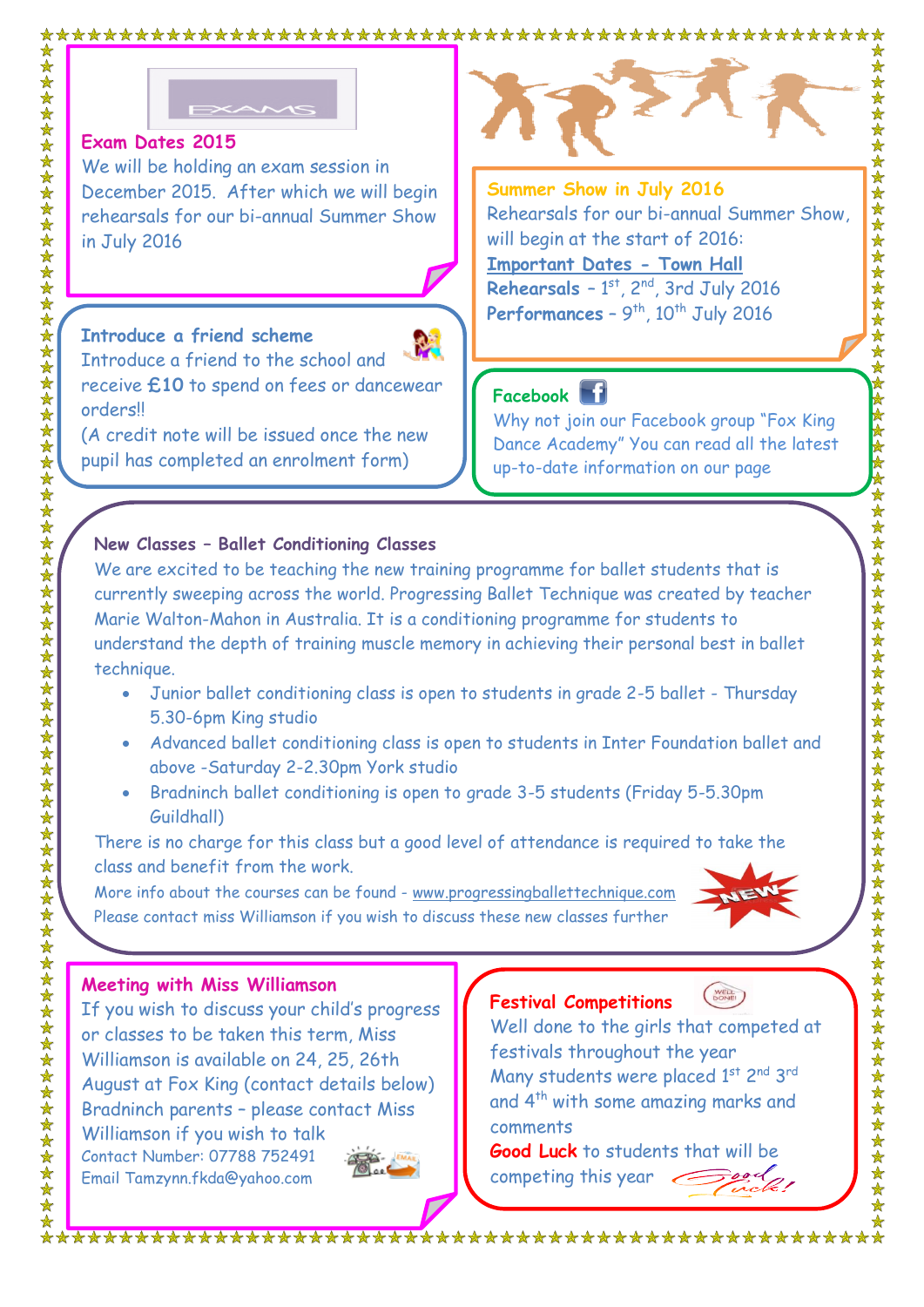EXAMS

## Exam Dates 2015

We will be holding an exam session in December 2015. After which we will begin rehearsals for our bi-annual Summer Show in July 2016

## Summer Show in July 2016

Rehearsals for our bi-annual Summer Show, will begin at the start of 2016:

**Important Dates - Town Hall**

**Rehearsals** – 1st, 2nd, 3rd July 2016

**Performances** – 9th, 10th July 2016

## Introduce a friend scheme

Introduce a friend to the school and receive **£10** to spend on fees or dancewear orders!!

(A credit note will be issued once the new pupil has completed an enrolment form)

## Facebook

Why not join our Facebook group "Fox King Dance Academy" You can read all the latest up-to-date information on our page

## New Classes – Ballet Conditioning Classes

We are excited to be teaching the new training programme for ballet students that is currently sweeping across the world. Progressing Ballet Technique was created by teacher Marie Walton-Mahon in Australia. It is a conditioning programme for students to understand the depth of training muscle memory in achieving their personal best in ballet technique.

- Junior ballet conditioning class is open to students in grade 2-5 ballet - Thursday 5.30-6pm King studio
- Advanced ballet conditioning class is open to students in Inter Foundation ballet and above -Saturday 2-2.30pm York studio
- Bradninch ballet conditioning is open to grade 3-5 students (Friday 5-5.30pm Guildhall)

There is no charge for this class but a good level of attendance is required to take the class and benefit from the work.

More info about the courses can be found - www.progressingballettechnique.com

Please contact miss Williamson if you wish to discuss these new classes further

NEW

## Meeting with Miss Williamson

If you wish to discuss your child's progress or classes to be taken this term, Miss Williamson is available on 24, 25, 26th August at Fox King (contact details below)

Bradninch parents – please contact Miss Williamson if you wish to talk

Contact Number: 07788 752491

Email Tamzynn.fkda@yahoo.com

## Festival Competitions

Well done to the girls that competed at festivals throughout the year

Many students were placed 1st 2nd 3rd and 4th with some amazing marks and comments

**Good Luck** to students that will be competing this year